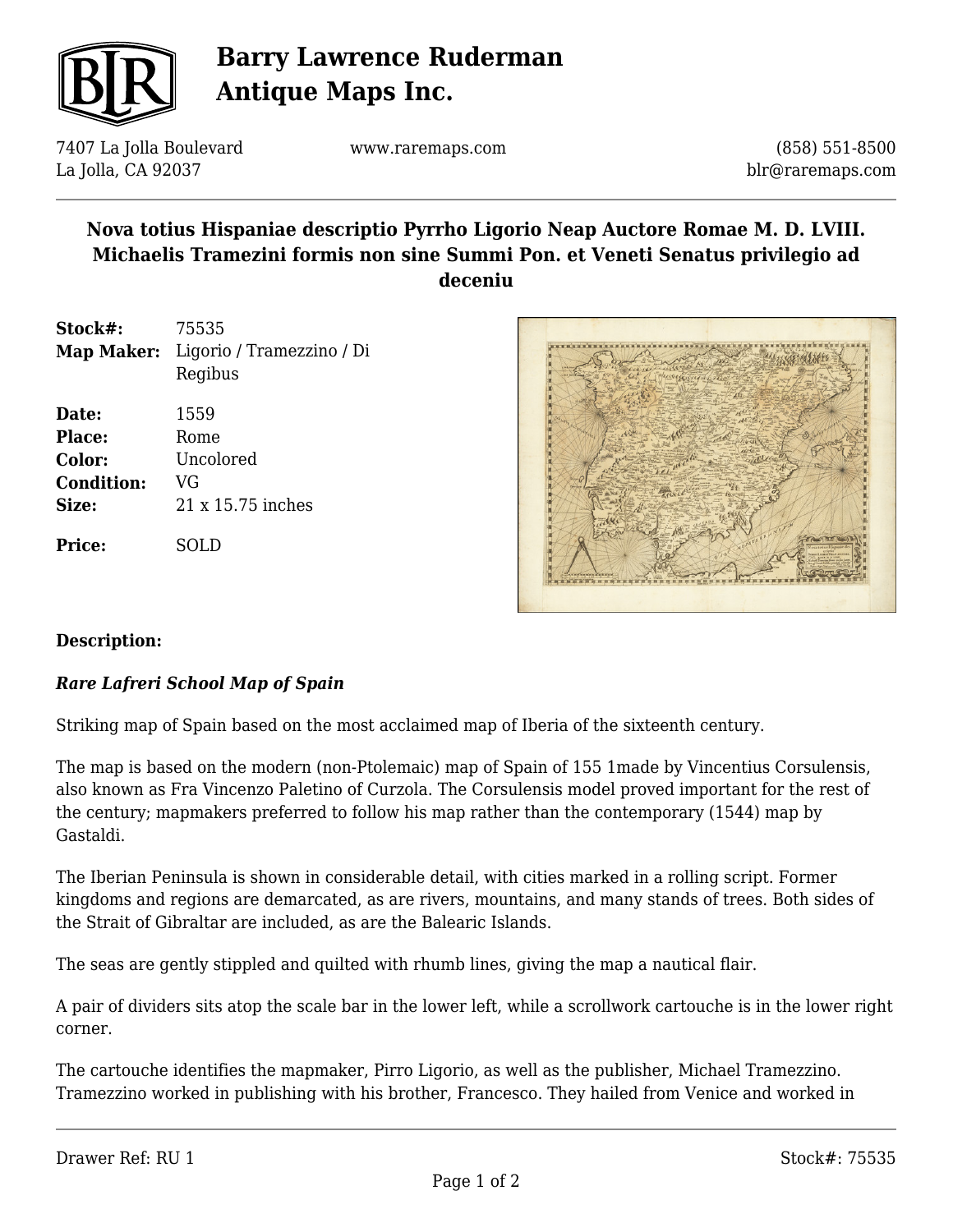# Barry Lawrence Ruderman Antique Maps Inc.

7407 La Jolla Boulevard
La Jolla, CA 92037

www.raremaps.com

(858) 551-8500
blr@raremaps.com

## Nova totius Hispaniae descriptio Pyrrho Ligorio Neap Auctore Romae M. D. LVIII. Michaelis Tramezini formis non sine Summi Pon. et Veneti Senatus privilegio ad deceniu

| | |
|---|---|
| **Stock#:** | 75535 |
| **Map Maker:** | Ligorio / Tramezzino / Di Regibus |
| **Date:** | 1559 |
| **Place:** | Rome |
| **Color:** | Uncolored |
| **Condition:** | VG |
| **Size:** | 21 x 15.75 inches |
| **Price:** | SOLD |

**Description:**

***Rare Lafreri School Map of Spain***

Striking map of Spain based on the most acclaimed map of Iberia of the sixteenth century.

The map is based on the modern (non-Ptolemaic) map of Spain of 155 1made by Vincentius Corsulensis, also known as Fra Vincenzo Paletino of Curzola. The Corsulensis model proved important for the rest of the century; mapmakers preferred to follow his map rather than the contemporary (1544) map by Gastaldi.

The Iberian Peninsula is shown in considerable detail, with cities marked in a rolling script. Former kingdoms and regions are demarcated, as are rivers, mountains, and many stands of trees. Both sides of the Strait of Gibraltar are included, as are the Balearic Islands.

The seas are gently stippled and quilted with rhumb lines, giving the map a nautical flair.

A pair of dividers sits atop the scale bar in the lower left, while a scrollwork cartouche is in the lower right corner.

The cartouche identifies the mapmaker, Pirro Ligorio, as well as the publisher, Michael Tramezzino. Tramezzino worked in publishing with his brother, Francesco. They hailed from Venice and worked in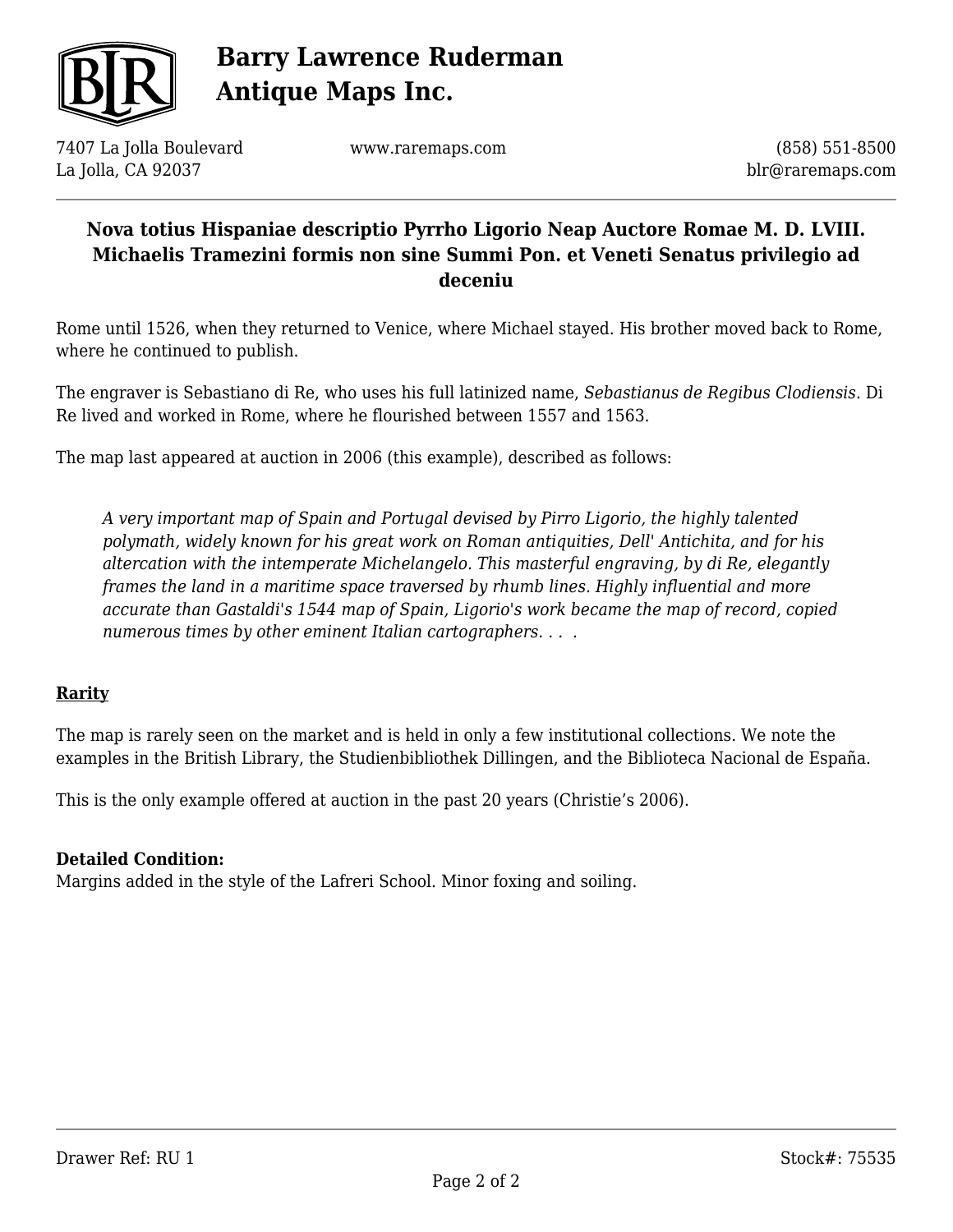**Nova totius Hispaniae descriptio Pyrrho Ligorio Neap Auctore Romae M. D. LVIII. Michaelis Tramezini formis non sine Summi Pon. et Veneti Senatus privilegio ad deceniu**

Rome until 1526, when they returned to Venice, where Michael stayed. His brother moved back to Rome, where he continued to publish.

The engraver is Sebastiano di Re, who uses his full latinized name, *Sebastianus de Regibus Clodiensis*. Di Re lived and worked in Rome, where he flourished between 1557 and 1563.

The map last appeared at auction in 2006 (this example), described as follows:

> *A very important map of Spain and Portugal devised by Pirro Ligorio, the highly talented polymath, widely known for his great work on Roman antiquities, Dell' Antichita, and for his altercation with the intemperate Michelangelo. This masterful engraving, by di Re, elegantly frames the land in a maritime space traversed by rhumb lines. Highly influential and more accurate than Gastaldi's 1544 map of Spain, Ligorio's work became the map of record, copied numerous times by other eminent Italian cartographers. . . .*

**Rarity**

The map is rarely seen on the market and is held in only a few institutional collections. We note the examples in the British Library, the Studienbibliothek Dillingen, and the Biblioteca Nacional de España.

This is the only example offered at auction in the past 20 years (Christie's 2006).

**Detailed Condition:**
Margins added in the style of the Lafreri School. Minor foxing and soiling.